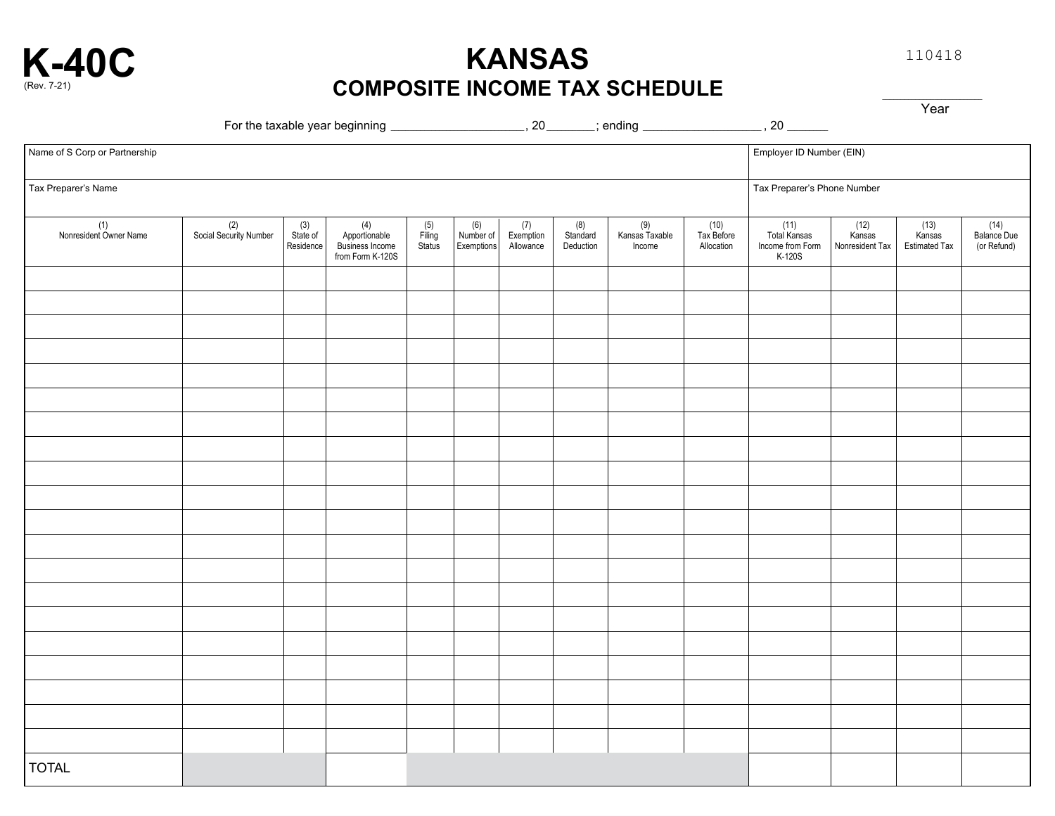# K-40C

(Rev. 7-21)

# KANSAS
## COMPOSITE INCOME TAX SCHEDULE

110418

_____________ Year

For the taxable year beginning ____________________, 20_______; ending __________________, 20 ______

| Name of S Corp or Partnership | Employer ID Number (EIN) |
|---|---|
| | |
| **Tax Preparer's Name** | **Tax Preparer's Phone Number** |
| | |

| (1) Nonresident Owner Name | (2) Social Security Number | (3) State of Residence | (4) Apportionable Business Income from Form K-120S | (5) Filing Status | (6) Number of Exemptions | (7) Exemption Allowance | (8) Standard Deduction | (9) Kansas Taxable Income | (10) Tax Before Allocation | (11) Total Kansas Income from Form K-120S | (12) Kansas Nonresident Tax | (13) Kansas Estimated Tax | (14) Balance Due (or Refund) |
|---|---|---|---|---|---|---|---|---|---|---|---|---|---|
| | | | | | | | | | | | | | |
| | | | | | | | | | | | | | |
| | | | | | | | | | | | | | |
| | | | | | | | | | | | | | |
| | | | | | | | | | | | | | |
| | | | | | | | | | | | | | |
| | | | | | | | | | | | | | |
| | | | | | | | | | | | | | |
| | | | | | | | | | | | | | |
| | | | | | | | | | | | | | |
| | | | | | | | | | | | | | |
| | | | | | | | | | | | | | |
| | | | | | | | | | | | | | |
| | | | | | | | | | | | | | |
| | | | | | | | | | | | | | |
| | | | | | | | | | | | | | |
| | | | | | | | | | | | | | |
| | | | | | | | | | | | | | |
| | | | | | | | | | | | | | |
| | | | | | | | | | | | | | |
| TOTAL | | | | | | | | | | | | | |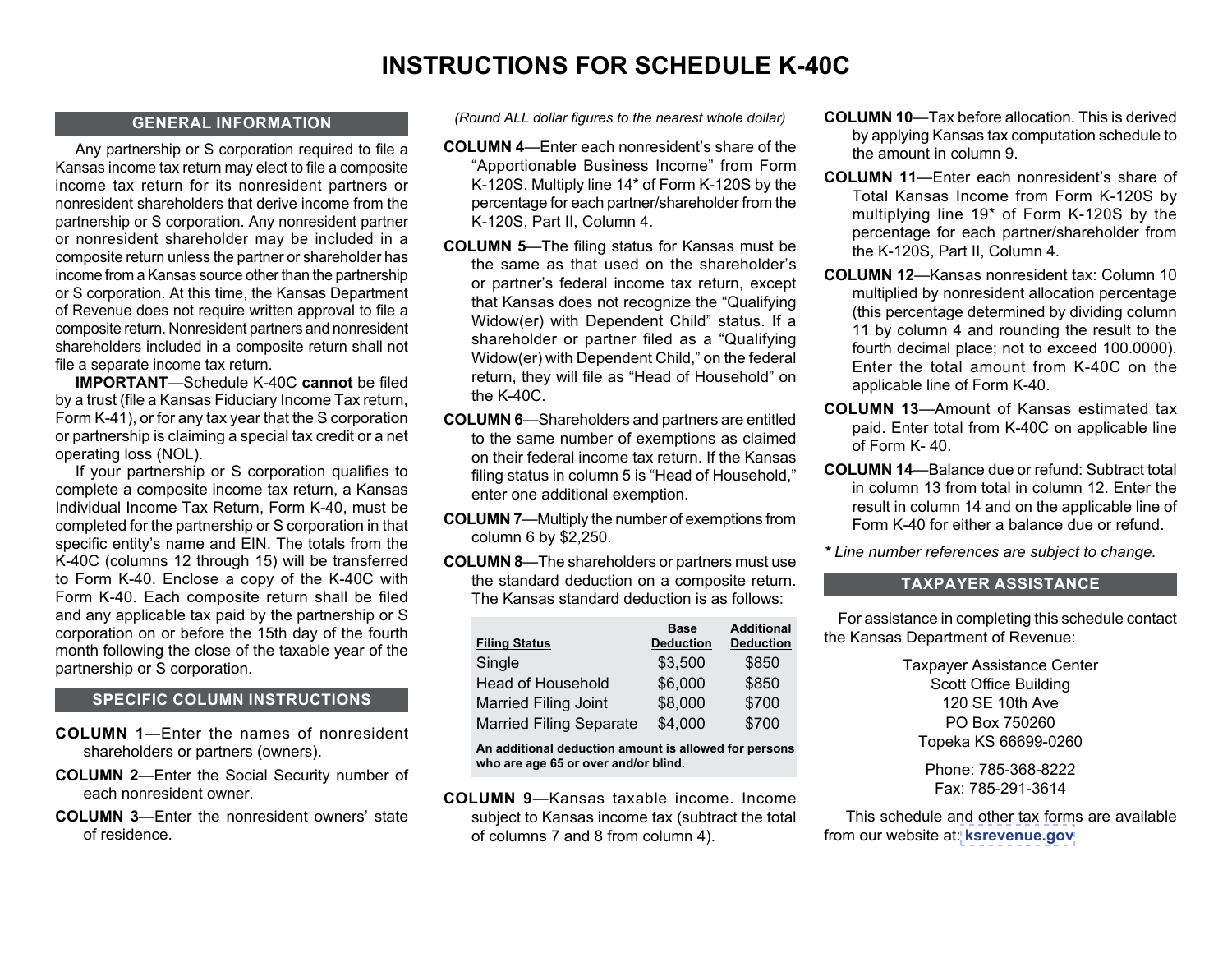# INSTRUCTIONS FOR SCHEDULE K-40C

## GENERAL INFORMATION

Any partnership or S corporation required to file a Kansas income tax return may elect to file a composite income tax return for its nonresident partners or nonresident shareholders that derive income from the partnership or S corporation. Any nonresident partner or nonresident shareholder may be included in a composite return unless the partner or shareholder has income from a Kansas source other than the partnership or S corporation. At this time, the Kansas Department of Revenue does not require written approval to file a composite return. Nonresident partners and nonresident shareholders included in a composite return shall not file a separate income tax return.

**IMPORTANT**—Schedule K-40C **cannot** be filed by a trust (file a Kansas Fiduciary Income Tax return, Form K-41), or for any tax year that the S corporation or partnership is claiming a special tax credit or a net operating loss (NOL).

If your partnership or S corporation qualifies to complete a composite income tax return, a Kansas Individual Income Tax Return, Form K-40, must be completed for the partnership or S corporation in that specific entity's name and EIN. The totals from the K-40C (columns 12 through 15) will be transferred to Form K-40. Enclose a copy of the K-40C with Form K-40. Each composite return shall be filed and any applicable tax paid by the partnership or S corporation on or before the 15th day of the fourth month following the close of the taxable year of the partnership or S corporation.

## SPECIFIC COLUMN INSTRUCTIONS

**COLUMN 1**—Enter the names of nonresident shareholders or partners (owners).

**COLUMN 2**—Enter the Social Security number of each nonresident owner.

**COLUMN 3**—Enter the nonresident owners' state of residence.

*(Round ALL dollar figures to the nearest whole dollar)*

**COLUMN 4**—Enter each nonresident's share of the "Apportionable Business Income" from Form K-120S. Multiply line 14* of Form K-120S by the percentage for each partner/shareholder from the K-120S, Part II, Column 4.

**COLUMN 5**—The filing status for Kansas must be the same as that used on the shareholder's or partner's federal income tax return, except that Kansas does not recognize the "Qualifying Widow(er) with Dependent Child" status. If a shareholder or partner filed as a "Qualifying Widow(er) with Dependent Child," on the federal return, they will file as "Head of Household" on the K-40C.

**COLUMN 6**—Shareholders and partners are entitled to the same number of exemptions as claimed on their federal income tax return. If the Kansas filing status in column 5 is "Head of Household," enter one additional exemption.

**COLUMN 7**—Multiply the number of exemptions from column 6 by $2,250.

**COLUMN 8**—The shareholders or partners must use the standard deduction on a composite return. The Kansas standard deduction is as follows:

| Filing Status | Base Deduction | Additional Deduction |
|---|---|---|
| Single | $3,500 | $850 |
| Head of Household | $6,000 | $850 |
| Married Filing Joint | $8,000 | $700 |
| Married Filing Separate | $4,000 | $700 |

**An additional deduction amount is allowed for persons who are age 65 or over and/or blind.**

**COLUMN 9**—Kansas taxable income. Income subject to Kansas income tax (subtract the total of columns 7 and 8 from column 4).

**COLUMN 10**—Tax before allocation. This is derived by applying Kansas tax computation schedule to the amount in column 9.

**COLUMN 11**—Enter each nonresident's share of Total Kansas Income from Form K-120S by multiplying line 19* of Form K-120S by the percentage for each partner/shareholder from the K-120S, Part II, Column 4.

**COLUMN 12**—Kansas nonresident tax: Column 10 multiplied by nonresident allocation percentage (this percentage determined by dividing column 11 by column 4 and rounding the result to the fourth decimal place; not to exceed 100.0000). Enter the total amount from K-40C on the applicable line of Form K-40.

**COLUMN 13**—Amount of Kansas estimated tax paid. Enter total from K-40C on applicable line of Form K- 40.

**COLUMN 14**—Balance due or refund: Subtract total in column 13 from total in column 12. Enter the result in column 14 and on the applicable line of Form K-40 for either a balance due or refund.

*\* Line number references are subject to change.*

## TAXPAYER ASSISTANCE

For assistance in completing this schedule contact the Kansas Department of Revenue:

Taxpayer Assistance Center
Scott Office Building
120 SE 10th Ave
PO Box 750260
Topeka KS 66699-0260

Phone: 785-368-8222
Fax: 785-291-3614

This schedule and other tax forms are available from our website at: **ksrevenue.gov**